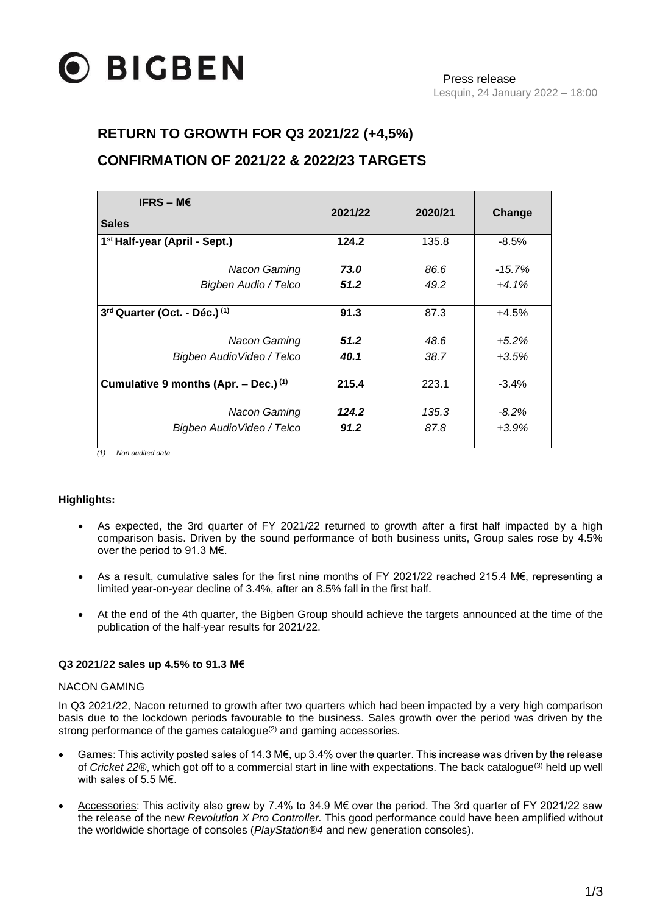BIGBEN

Press release
Lesquin, 24 January 2022 – 18:00

# RETURN TO GROWTH FOR Q3 2021/22 (+4,5%)

# CONFIRMATION OF 2021/22 & 2022/23 TARGETS

| IFRS – M€ Sales | 2021/22 | 2020/21 | Change |
|---|---|---|---|
| **1st Half-year (April - Sept.)** | **124.2** | 135.8 | -8.5% |
| *Nacon Gaming* | ***73.0*** | *86.6* | *-15.7%* |
| *Bigben Audio / Telco* | ***51.2*** | *49.2* | *+4.1%* |
| **3rd Quarter (Oct. - Déc.) (1)** | **91.3** | 87.3 | +4.5% |
| *Nacon Gaming* | ***51.2*** | *48.6* | *+5.2%* |
| *Bigben AudioVideo / Telco* | ***40.1*** | *38.7* | *+3.5%* |
| **Cumulative 9 months (Apr. – Dec.) (1)** | **215.4** | 223.1 | -3.4% |
| *Nacon Gaming* | ***124.2*** | *135.3* | *-8.2%* |
| *Bigben AudioVideo / Telco* | ***91.2*** | *87.8* | *+3.9%* |

*(1) Non audited data*

**Highlights:**

- As expected, the 3rd quarter of FY 2021/22 returned to growth after a first half impacted by a high comparison basis. Driven by the sound performance of both business units, Group sales rose by 4.5% over the period to 91.3 M€.
- As a result, cumulative sales for the first nine months of FY 2021/22 reached 215.4 M€, representing a limited year-on-year decline of 3.4%, after an 8.5% fall in the first half.
- At the end of the 4th quarter, the Bigben Group should achieve the targets announced at the time of the publication of the half-year results for 2021/22.

**Q3 2021/22 sales up 4.5% to 91.3 M€**

NACON GAMING

In Q3 2021/22, Nacon returned to growth after two quarters which had been impacted by a very high comparison basis due to the lockdown periods favourable to the business. Sales growth over the period was driven by the strong performance of the games catalogue[2] and gaming accessories.

- Games: This activity posted sales of 14.3 M€, up 3.4% over the quarter. This increase was driven by the release of *Cricket 22*®, which got off to a commercial start in line with expectations. The back catalogue[3] held up well with sales of 5.5 M€.
- Accessories: This activity also grew by 7.4% to 34.9 M€ over the period. The 3rd quarter of FY 2021/22 saw the release of the new *Revolution X Pro Controller.* This good performance could have been amplified without the worldwide shortage of consoles (*PlayStation®4* and new generation consoles).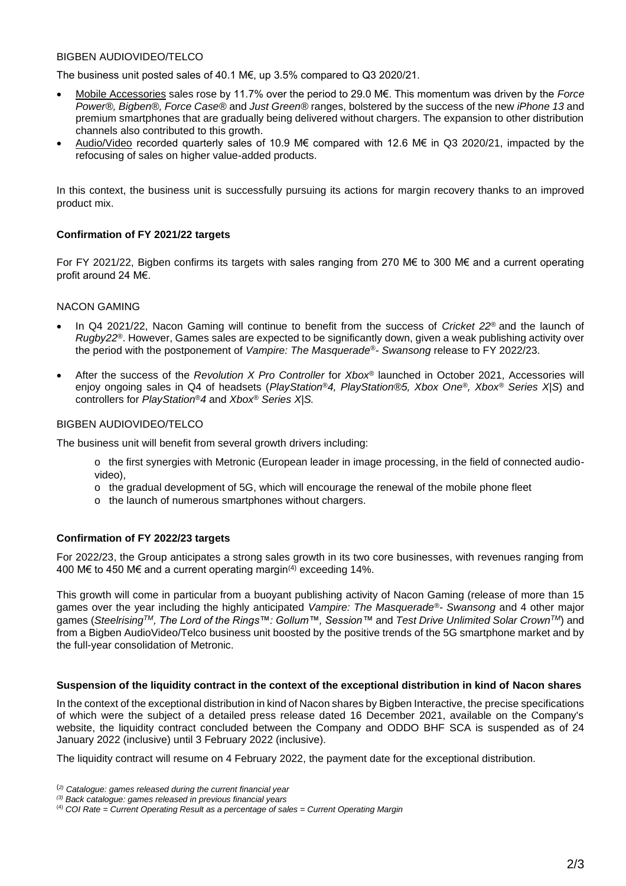BIGBEN AUDIOVIDEO/TELCO

The business unit posted sales of 40.1 M€, up 3.5% compared to Q3 2020/21.

- Mobile Accessories sales rose by 11.7% over the period to 29.0 M€. This momentum was driven by the *Force Power®, Bigben®, Force Case®* and *Just Green®* ranges, bolstered by the success of the new *iPhone 13* and premium smartphones that are gradually being delivered without chargers. The expansion to other distribution channels also contributed to this growth.
- Audio/Video recorded quarterly sales of 10.9 M€ compared with 12.6 M€ in Q3 2020/21, impacted by the refocusing of sales on higher value-added products.

In this context, the business unit is successfully pursuing its actions for margin recovery thanks to an improved product mix.

**Confirmation of FY 2021/22 targets**

For FY 2021/22, Bigben confirms its targets with sales ranging from 270 M€ to 300 M€ and a current operating profit around 24 M€.

NACON GAMING

- In Q4 2021/22, Nacon Gaming will continue to benefit from the success of *Cricket 22®* and the launch of *Rugby22®*. However, Games sales are expected to be significantly down, given a weak publishing activity over the period with the postponement of *Vampire: The Masquerade®- Swansong* release to FY 2022/23.
- After the success of the *Revolution X Pro Controller* for *Xbox®* launched in October 2021, Accessories will enjoy ongoing sales in Q4 of headsets (*PlayStation®4, PlayStation®5, Xbox One®, Xbox® Series X|S*) and controllers for *PlayStation®4* and *Xbox® Series X|S.*

BIGBEN AUDIOVIDEO/TELCO

The business unit will benefit from several growth drivers including:

- o the first synergies with Metronic (European leader in image processing, in the field of connected audio-video),
- o the gradual development of 5G, which will encourage the renewal of the mobile phone fleet
- o the launch of numerous smartphones without chargers.

**Confirmation of FY 2022/23 targets**

For 2022/23, the Group anticipates a strong sales growth in its two core businesses, with revenues ranging from 400 M€ to 450 M€ and a current operating margin(4) exceeding 14%.

This growth will come in particular from a buoyant publishing activity of Nacon Gaming (release of more than 15 games over the year including the highly anticipated *Vampire: The Masquerade®- Swansong* and 4 other major games (*SteelrisingTM, The Lord of the Rings™: Gollum™, Session™* and *Test Drive Unlimited Solar CrownTM*) and from a Bigben AudioVideo/Telco business unit boosted by the positive trends of the 5G smartphone market and by the full-year consolidation of Metronic.

**Suspension of the liquidity contract in the context of the exceptional distribution in kind of Nacon shares**

In the context of the exceptional distribution in kind of Nacon shares by Bigben Interactive, the precise specifications of which were the subject of a detailed press release dated 16 December 2021, available on the Company's website, the liquidity contract concluded between the Company and ODDO BHF SCA is suspended as of 24 January 2022 (inclusive) until 3 February 2022 (inclusive).

The liquidity contract will resume on 4 February 2022, the payment date for the exceptional distribution.

(2) *Catalogue: games released during the current financial year*
(3) *Back catalogue: games released in previous financial years*
(4) *COI Rate = Current Operating Result as a percentage of sales = Current Operating Margin*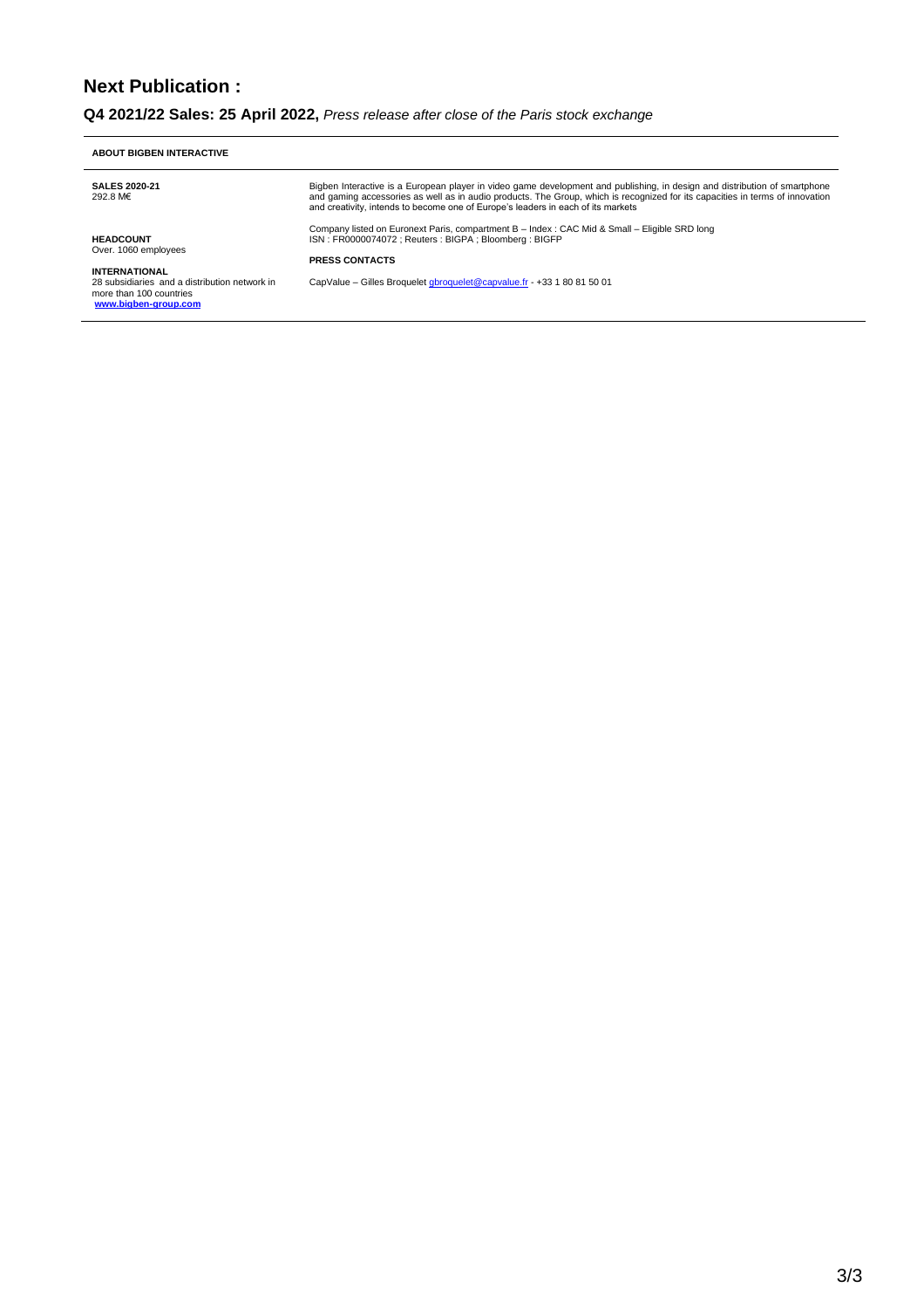## Next Publication :

### Q4 2021/22 Sales: 25 April 2022, *Press release after close of the Paris stock exchange*

**ABOUT BIGBEN INTERACTIVE**

**SALES 2020-21**
292.8 M€

**HEADCOUNT**
Over. 1060 employees

**INTERNATIONAL**
28 subsidiaries and a distribution network in more than 100 countries
**www.bigben-group.com**

Bigben Interactive is a European player in video game development and publishing, in design and distribution of smartphone and gaming accessories as well as in audio products. The Group, which is recognized for its capacities in terms of innovation and creativity, intends to become one of Europe's leaders in each of its markets

Company listed on Euronext Paris, compartment B – Index : CAC Mid & Small – Eligible SRD long
ISN : FR0000074072 ; Reuters : BIGPA ; Bloomberg : BIGFP

**PRESS CONTACTS**

CapValue – Gilles Broquelet gbroquelet@capvalue.fr - +33 1 80 81 50 01